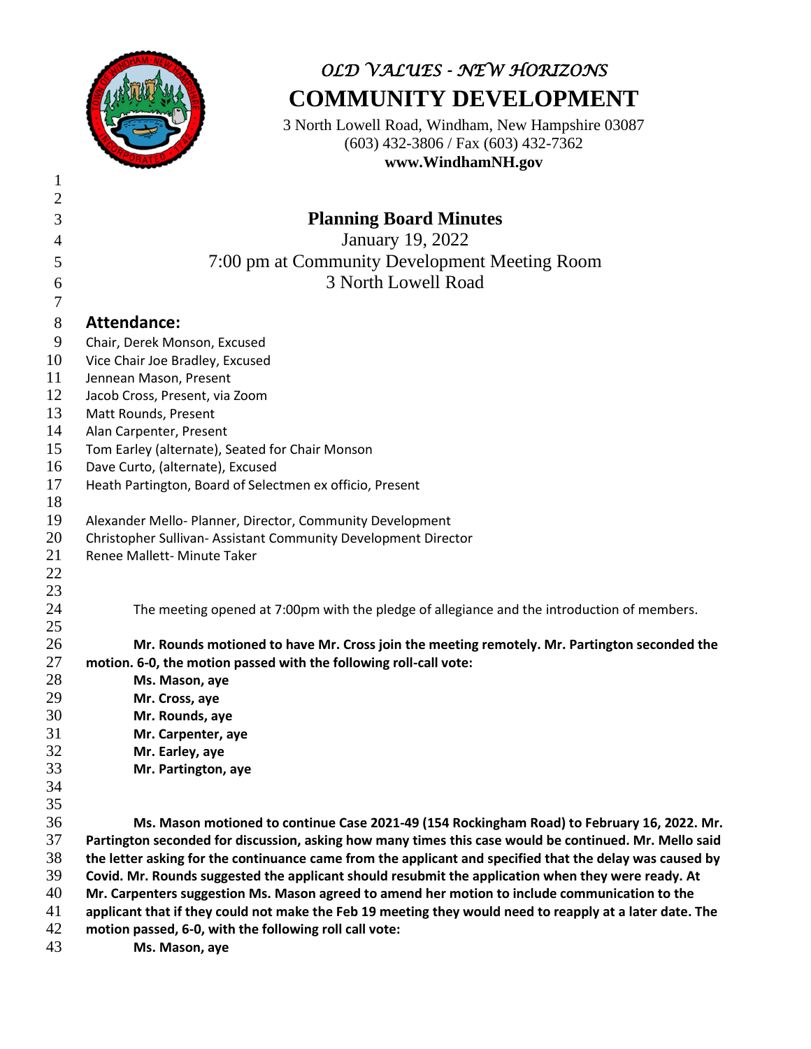*OLD VALUES - NEW HORIZONS*

**COMMUNITY DEVELOPMENT**

3 North Lowell Road, Windham, New Hampshire 03087
(603) 432-3806 / Fax (603) 432-7362
**www.WindhamNH.gov**

# Planning Board Minutes

January 19, 2022
7:00 pm at Community Development Meeting Room
3 North Lowell Road

## Attendance:

Chair, Derek Monson, Excused
Vice Chair Joe Bradley, Excused
Jennean Mason, Present
Jacob Cross, Present, via Zoom
Matt Rounds, Present
Alan Carpenter, Present
Tom Earley (alternate), Seated for Chair Monson
Dave Curto, (alternate), Excused
Heath Partington, Board of Selectmen ex officio, Present

Alexander Mello- Planner, Director, Community Development
Christopher Sullivan- Assistant Community Development Director
Renee Mallett- Minute Taker

The meeting opened at 7:00pm with the pledge of allegiance and the introduction of members.

**Mr. Rounds motioned to have Mr. Cross join the meeting remotely. Mr. Partington seconded the motion. 6-0, the motion passed with the following roll-call vote:**

**Ms. Mason, aye**
**Mr. Cross, aye**
**Mr. Rounds, aye**
**Mr. Carpenter, aye**
**Mr. Earley, aye**
**Mr. Partington, aye**

**Ms. Mason motioned to continue Case 2021-49 (154 Rockingham Road) to February 16, 2022. Mr. Partington seconded for discussion, asking how many times this case would be continued. Mr. Mello said the letter asking for the continuance came from the applicant and specified that the delay was caused by Covid. Mr. Rounds suggested the applicant should resubmit the application when they were ready. At Mr. Carpenters suggestion Ms. Mason agreed to amend her motion to include communication to the applicant that if they could not make the Feb 19 meeting they would need to reapply at a later date. The motion passed, 6-0, with the following roll call vote:**

**Ms. Mason, aye**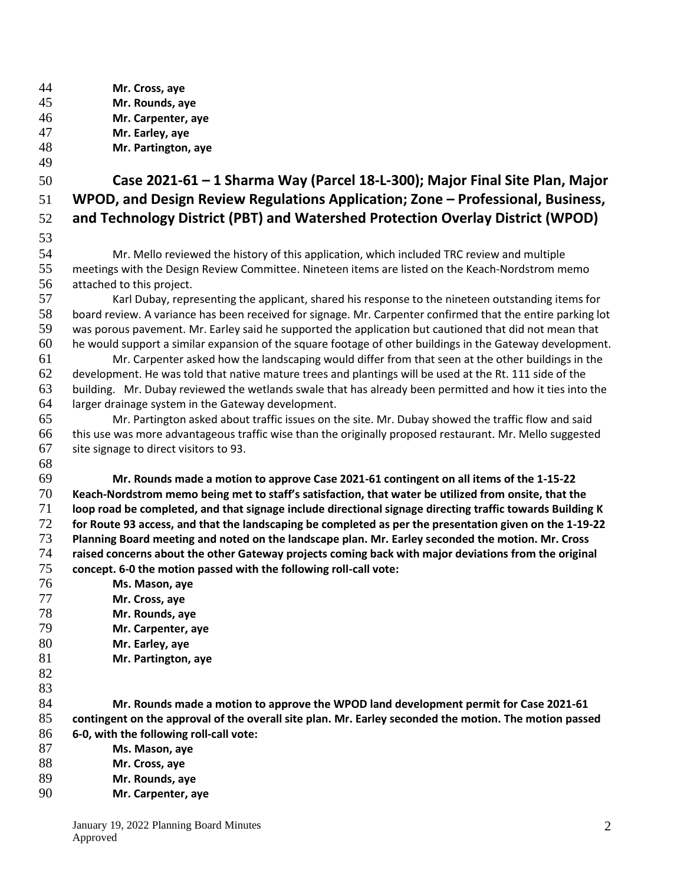**Mr. Cross, aye**
**Mr. Rounds, aye**
**Mr. Carpenter, aye**
**Mr. Earley, aye**
**Mr. Partington, aye**

## Case 2021-61 – 1 Sharma Way (Parcel 18-L-300); Major Final Site Plan, Major WPOD, and Design Review Regulations Application; Zone – Professional, Business, and Technology District (PBT) and Watershed Protection Overlay District (WPOD)

Mr. Mello reviewed the history of this application, which included TRC review and multiple meetings with the Design Review Committee. Nineteen items are listed on the Keach-Nordstrom memo attached to this project.

Karl Dubay, representing the applicant, shared his response to the nineteen outstanding items for board review. A variance has been received for signage. Mr. Carpenter confirmed that the entire parking lot was porous pavement. Mr. Earley said he supported the application but cautioned that did not mean that he would support a similar expansion of the square footage of other buildings in the Gateway development.

Mr. Carpenter asked how the landscaping would differ from that seen at the other buildings in the development. He was told that native mature trees and plantings will be used at the Rt. 111 side of the building. Mr. Dubay reviewed the wetlands swale that has already been permitted and how it ties into the larger drainage system in the Gateway development.

Mr. Partington asked about traffic issues on the site. Mr. Dubay showed the traffic flow and said this use was more advantageous traffic wise than the originally proposed restaurant. Mr. Mello suggested site signage to direct visitors to 93.

**Mr. Rounds made a motion to approve Case 2021-61 contingent on all items of the 1-15-22 Keach-Nordstrom memo being met to staff's satisfaction, that water be utilized from onsite, that the loop road be completed, and that signage include directional signage directing traffic towards Building K for Route 93 access, and that the landscaping be completed as per the presentation given on the 1-19-22 Planning Board meeting and noted on the landscape plan. Mr. Earley seconded the motion. Mr. Cross raised concerns about the other Gateway projects coming back with major deviations from the original concept. 6-0 the motion passed with the following roll-call vote:**

**Ms. Mason, aye**
**Mr. Cross, aye**
**Mr. Rounds, aye**
**Mr. Carpenter, aye**
**Mr. Earley, aye**
**Mr. Partington, aye**

**Mr. Rounds made a motion to approve the WPOD land development permit for Case 2021-61 contingent on the approval of the overall site plan. Mr. Earley seconded the motion. The motion passed 6-0, with the following roll-call vote:**

**Ms. Mason, aye**
**Mr. Cross, aye**
**Mr. Rounds, aye**
**Mr. Carpenter, aye**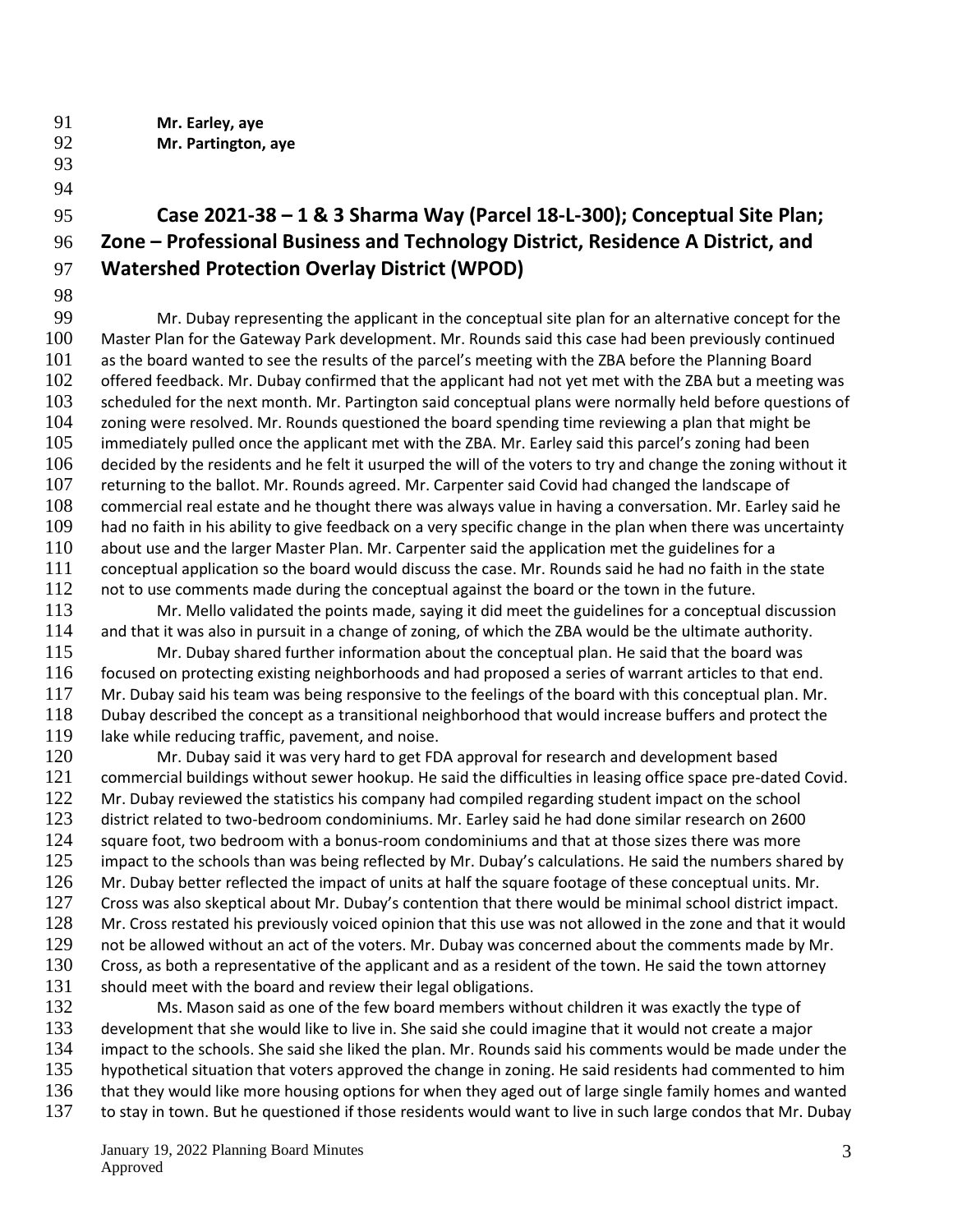**Mr. Earley, aye**
**Mr. Partington, aye**

## Case 2021-38 – 1 & 3 Sharma Way (Parcel 18-L-300); Conceptual Site Plan; Zone – Professional Business and Technology District, Residence A District, and Watershed Protection Overlay District (WPOD)

Mr. Dubay representing the applicant in the conceptual site plan for an alternative concept for the Master Plan for the Gateway Park development. Mr. Rounds said this case had been previously continued as the board wanted to see the results of the parcel's meeting with the ZBA before the Planning Board offered feedback. Mr. Dubay confirmed that the applicant had not yet met with the ZBA but a meeting was scheduled for the next month. Mr. Partington said conceptual plans were normally held before questions of zoning were resolved. Mr. Rounds questioned the board spending time reviewing a plan that might be immediately pulled once the applicant met with the ZBA. Mr. Earley said this parcel's zoning had been decided by the residents and he felt it usurped the will of the voters to try and change the zoning without it returning to the ballot. Mr. Rounds agreed. Mr. Carpenter said Covid had changed the landscape of commercial real estate and he thought there was always value in having a conversation. Mr. Earley said he had no faith in his ability to give feedback on a very specific change in the plan when there was uncertainty about use and the larger Master Plan. Mr. Carpenter said the application met the guidelines for a conceptual application so the board would discuss the case. Mr. Rounds said he had no faith in the state not to use comments made during the conceptual against the board or the town in the future.

Mr. Mello validated the points made, saying it did meet the guidelines for a conceptual discussion and that it was also in pursuit in a change of zoning, of which the ZBA would be the ultimate authority.

Mr. Dubay shared further information about the conceptual plan. He said that the board was focused on protecting existing neighborhoods and had proposed a series of warrant articles to that end. Mr. Dubay said his team was being responsive to the feelings of the board with this conceptual plan. Mr. Dubay described the concept as a transitional neighborhood that would increase buffers and protect the lake while reducing traffic, pavement, and noise.

Mr. Dubay said it was very hard to get FDA approval for research and development based commercial buildings without sewer hookup. He said the difficulties in leasing office space pre-dated Covid. Mr. Dubay reviewed the statistics his company had compiled regarding student impact on the school district related to two-bedroom condominiums. Mr. Earley said he had done similar research on 2600 square foot, two bedroom with a bonus-room condominiums and that at those sizes there was more impact to the schools than was being reflected by Mr. Dubay's calculations. He said the numbers shared by Mr. Dubay better reflected the impact of units at half the square footage of these conceptual units. Mr. Cross was also skeptical about Mr. Dubay's contention that there would be minimal school district impact. Mr. Cross restated his previously voiced opinion that this use was not allowed in the zone and that it would not be allowed without an act of the voters. Mr. Dubay was concerned about the comments made by Mr. Cross, as both a representative of the applicant and as a resident of the town. He said the town attorney should meet with the board and review their legal obligations.

Ms. Mason said as one of the few board members without children it was exactly the type of development that she would like to live in. She said she could imagine that it would not create a major impact to the schools. She said she liked the plan. Mr. Rounds said his comments would be made under the hypothetical situation that voters approved the change in zoning. He said residents had commented to him that they would like more housing options for when they aged out of large single family homes and wanted to stay in town. But he questioned if those residents would want to live in such large condos that Mr. Dubay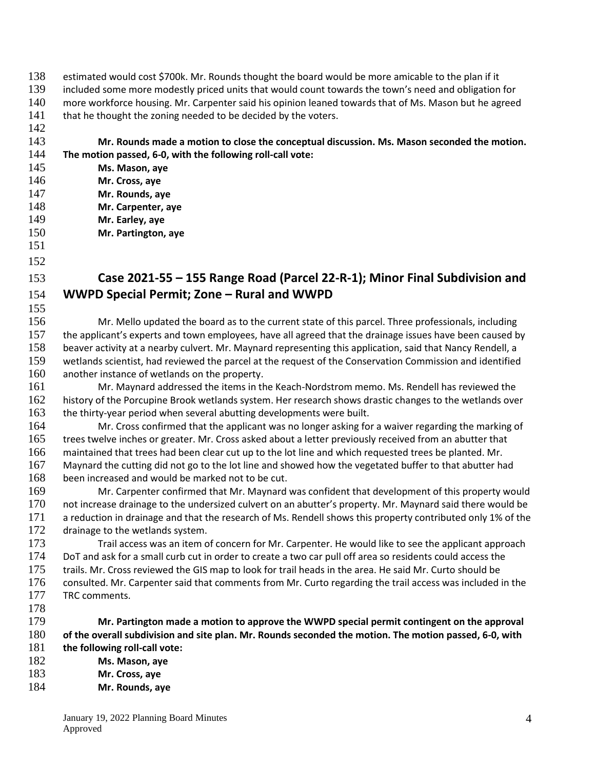estimated would cost $700k. Mr. Rounds thought the board would be more amicable to the plan if it included some more modestly priced units that would count towards the town's need and obligation for more workforce housing. Mr. Carpenter said his opinion leaned towards that of Ms. Mason but he agreed that he thought the zoning needed to be decided by the voters.

**Mr. Rounds made a motion to close the conceptual discussion. Ms. Mason seconded the motion. The motion passed, 6-0, with the following roll-call vote:**

**Ms. Mason, aye**
**Mr. Cross, aye**
**Mr. Rounds, aye**
**Mr. Carpenter, aye**
**Mr. Earley, aye**
**Mr. Partington, aye**

## Case 2021-55 – 155 Range Road (Parcel 22-R-1); Minor Final Subdivision and WWPD Special Permit; Zone – Rural and WWPD

Mr. Mello updated the board as to the current state of this parcel. Three professionals, including the applicant's experts and town employees, have all agreed that the drainage issues have been caused by beaver activity at a nearby culvert. Mr. Maynard representing this application, said that Nancy Rendell, a wetlands scientist, had reviewed the parcel at the request of the Conservation Commission and identified another instance of wetlands on the property.

Mr. Maynard addressed the items in the Keach-Nordstrom memo. Ms. Rendell has reviewed the history of the Porcupine Brook wetlands system. Her research shows drastic changes to the wetlands over the thirty-year period when several abutting developments were built.

Mr. Cross confirmed that the applicant was no longer asking for a waiver regarding the marking of trees twelve inches or greater. Mr. Cross asked about a letter previously received from an abutter that maintained that trees had been clear cut up to the lot line and which requested trees be planted. Mr. Maynard the cutting did not go to the lot line and showed how the vegetated buffer to that abutter had been increased and would be marked not to be cut.

Mr. Carpenter confirmed that Mr. Maynard was confident that development of this property would not increase drainage to the undersized culvert on an abutter's property. Mr. Maynard said there would be a reduction in drainage and that the research of Ms. Rendell shows this property contributed only 1% of the drainage to the wetlands system.

Trail access was an item of concern for Mr. Carpenter. He would like to see the applicant approach DoT and ask for a small curb cut in order to create a two car pull off area so residents could access the trails. Mr. Cross reviewed the GIS map to look for trail heads in the area. He said Mr. Curto should be consulted. Mr. Carpenter said that comments from Mr. Curto regarding the trail access was included in the TRC comments.

**Mr. Partington made a motion to approve the WWPD special permit contingent on the approval of the overall subdivision and site plan. Mr. Rounds seconded the motion. The motion passed, 6-0, with the following roll-call vote:**

**Ms. Mason, aye**
**Mr. Cross, aye**
**Mr. Rounds, aye**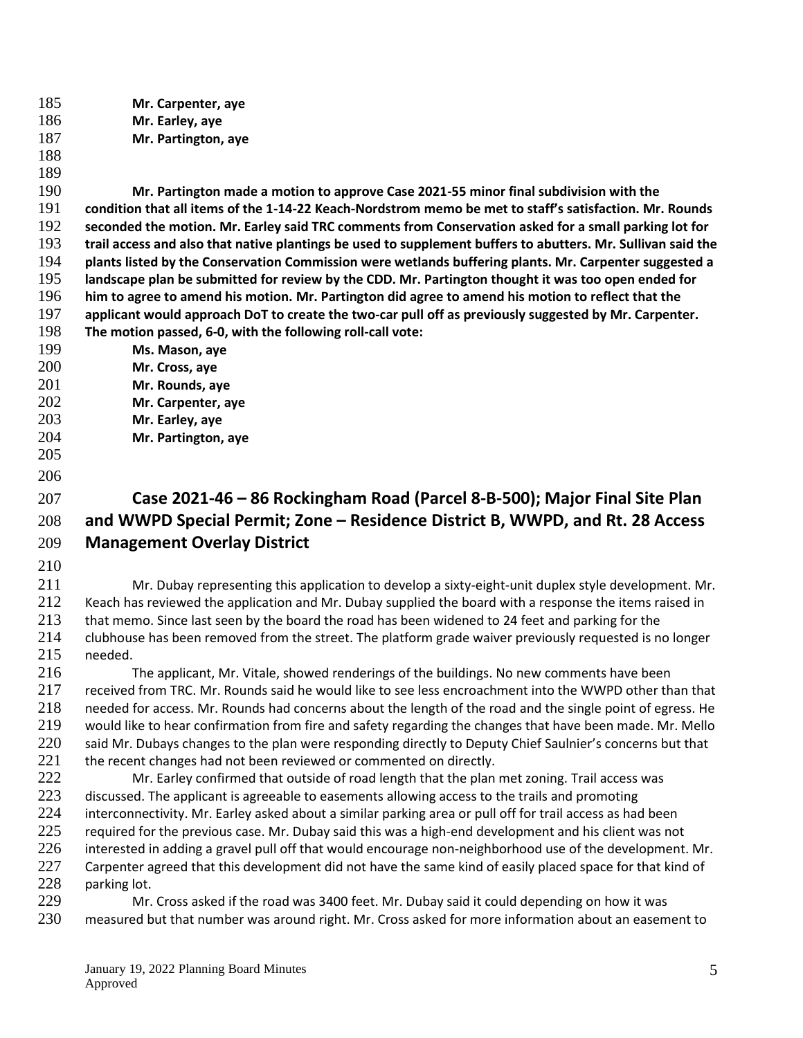**Mr. Carpenter, aye**
**Mr. Earley, aye**
**Mr. Partington, aye**

**Mr. Partington made a motion to approve Case 2021-55 minor final subdivision with the condition that all items of the 1-14-22 Keach-Nordstrom memo be met to staff's satisfaction. Mr. Rounds seconded the motion. Mr. Earley said TRC comments from Conservation asked for a small parking lot for trail access and also that native plantings be used to supplement buffers to abutters. Mr. Sullivan said the plants listed by the Conservation Commission were wetlands buffering plants. Mr. Carpenter suggested a landscape plan be submitted for review by the CDD. Mr. Partington thought it was too open ended for him to agree to amend his motion. Mr. Partington did agree to amend his motion to reflect that the applicant would approach DoT to create the two-car pull off as previously suggested by Mr. Carpenter. The motion passed, 6-0, with the following roll-call vote:**

**Ms. Mason, aye**
**Mr. Cross, aye**
**Mr. Rounds, aye**
**Mr. Carpenter, aye**
**Mr. Earley, aye**
**Mr. Partington, aye**

## Case 2021-46 – 86 Rockingham Road (Parcel 8-B-500); Major Final Site Plan and WWPD Special Permit; Zone – Residence District B, WWPD, and Rt. 28 Access Management Overlay District

Mr. Dubay representing this application to develop a sixty-eight-unit duplex style development. Mr. Keach has reviewed the application and Mr. Dubay supplied the board with a response the items raised in that memo. Since last seen by the board the road has been widened to 24 feet and parking for the clubhouse has been removed from the street. The platform grade waiver previously requested is no longer needed.

The applicant, Mr. Vitale, showed renderings of the buildings. No new comments have been received from TRC. Mr. Rounds said he would like to see less encroachment into the WWPD other than that needed for access. Mr. Rounds had concerns about the length of the road and the single point of egress. He would like to hear confirmation from fire and safety regarding the changes that have been made. Mr. Mello said Mr. Dubays changes to the plan were responding directly to Deputy Chief Saulnier's concerns but that the recent changes had not been reviewed or commented on directly.

Mr. Earley confirmed that outside of road length that the plan met zoning. Trail access was discussed. The applicant is agreeable to easements allowing access to the trails and promoting interconnectivity. Mr. Earley asked about a similar parking area or pull off for trail access as had been required for the previous case. Mr. Dubay said this was a high-end development and his client was not interested in adding a gravel pull off that would encourage non-neighborhood use of the development. Mr. Carpenter agreed that this development did not have the same kind of easily placed space for that kind of parking lot.

Mr. Cross asked if the road was 3400 feet. Mr. Dubay said it could depending on how it was measured but that number was around right. Mr. Cross asked for more information about an easement to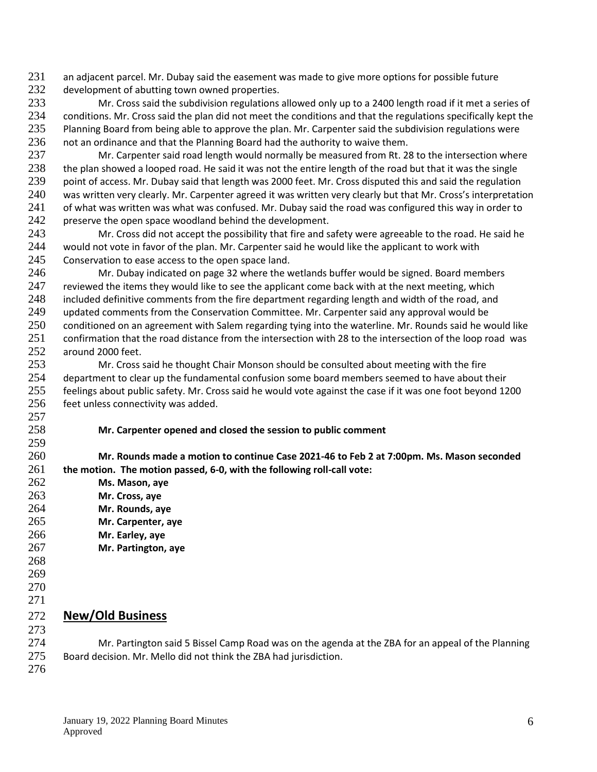an adjacent parcel. Mr. Dubay said the easement was made to give more options for possible future development of abutting town owned properties.

Mr. Cross said the subdivision regulations allowed only up to a 2400 length road if it met a series of conditions. Mr. Cross said the plan did not meet the conditions and that the regulations specifically kept the Planning Board from being able to approve the plan. Mr. Carpenter said the subdivision regulations were not an ordinance and that the Planning Board had the authority to waive them.

Mr. Carpenter said road length would normally be measured from Rt. 28 to the intersection where the plan showed a looped road. He said it was not the entire length of the road but that it was the single point of access. Mr. Dubay said that length was 2000 feet. Mr. Cross disputed this and said the regulation was written very clearly. Mr. Carpenter agreed it was written very clearly but that Mr. Cross's interpretation of what was written was what was confused. Mr. Dubay said the road was configured this way in order to preserve the open space woodland behind the development.

Mr. Cross did not accept the possibility that fire and safety were agreeable to the road. He said he would not vote in favor of the plan. Mr. Carpenter said he would like the applicant to work with Conservation to ease access to the open space land.

Mr. Dubay indicated on page 32 where the wetlands buffer would be signed. Board members reviewed the items they would like to see the applicant come back with at the next meeting, which included definitive comments from the fire department regarding length and width of the road, and updated comments from the Conservation Committee. Mr. Carpenter said any approval would be conditioned on an agreement with Salem regarding tying into the waterline. Mr. Rounds said he would like confirmation that the road distance from the intersection with 28 to the intersection of the loop road was around 2000 feet.

Mr. Cross said he thought Chair Monson should be consulted about meeting with the fire department to clear up the fundamental confusion some board members seemed to have about their feelings about public safety. Mr. Cross said he would vote against the case if it was one foot beyond 1200 feet unless connectivity was added.

**Mr. Carpenter opened and closed the session to public comment**

**Mr. Rounds made a motion to continue Case 2021-46 to Feb 2 at 7:00pm. Ms. Mason seconded the motion. The motion passed, 6-0, with the following roll-call vote:**

**Ms. Mason, aye**
**Mr. Cross, aye**
**Mr. Rounds, aye**
**Mr. Carpenter, aye**
**Mr. Earley, aye**
**Mr. Partington, aye**

## New/Old Business

Mr. Partington said 5 Bissel Camp Road was on the agenda at the ZBA for an appeal of the Planning Board decision. Mr. Mello did not think the ZBA had jurisdiction.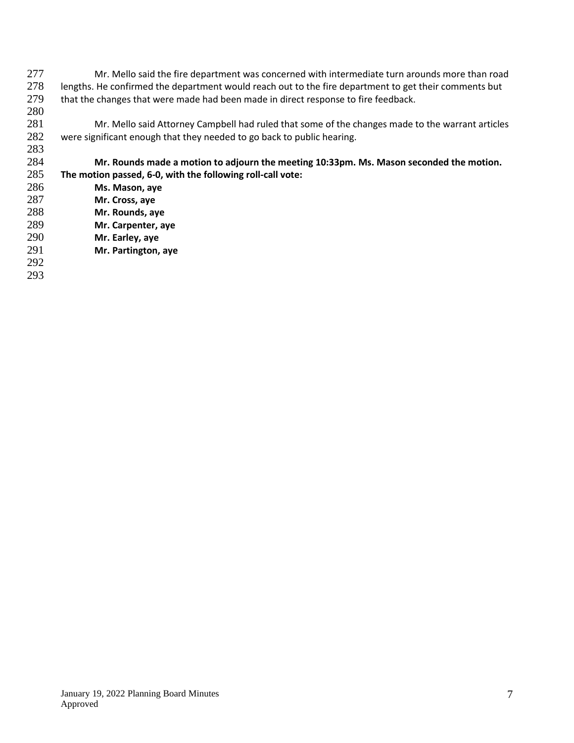Mr. Mello said the fire department was concerned with intermediate turn arounds more than road lengths. He confirmed the department would reach out to the fire department to get their comments but that the changes that were made had been made in direct response to fire feedback.

Mr. Mello said Attorney Campbell had ruled that some of the changes made to the warrant articles were significant enough that they needed to go back to public hearing.

**Mr. Rounds made a motion to adjourn the meeting 10:33pm. Ms. Mason seconded the motion. The motion passed, 6-0, with the following roll-call vote:**

**Ms. Mason, aye**
**Mr. Cross, aye**
**Mr. Rounds, aye**
**Mr. Carpenter, aye**
**Mr. Earley, aye**
**Mr. Partington, aye**